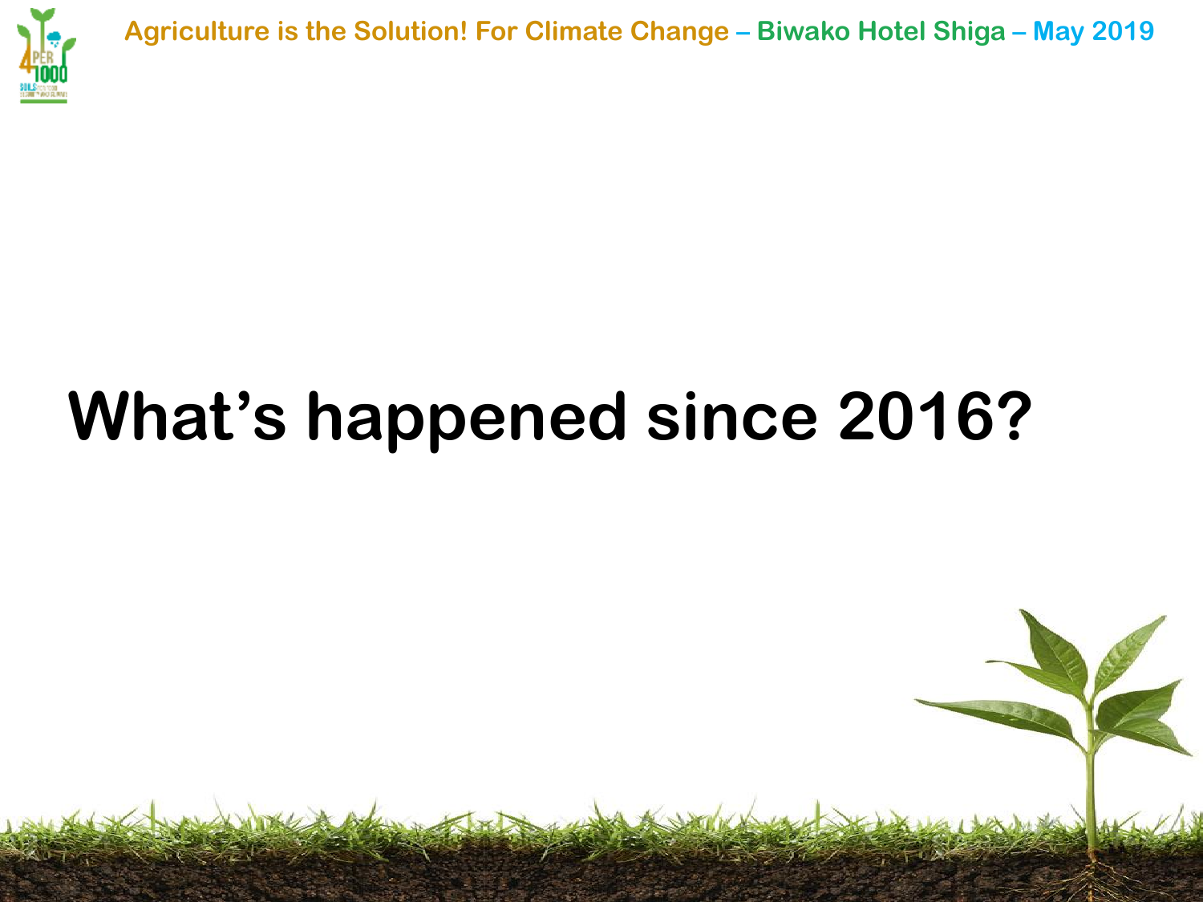# What's happened since 2016?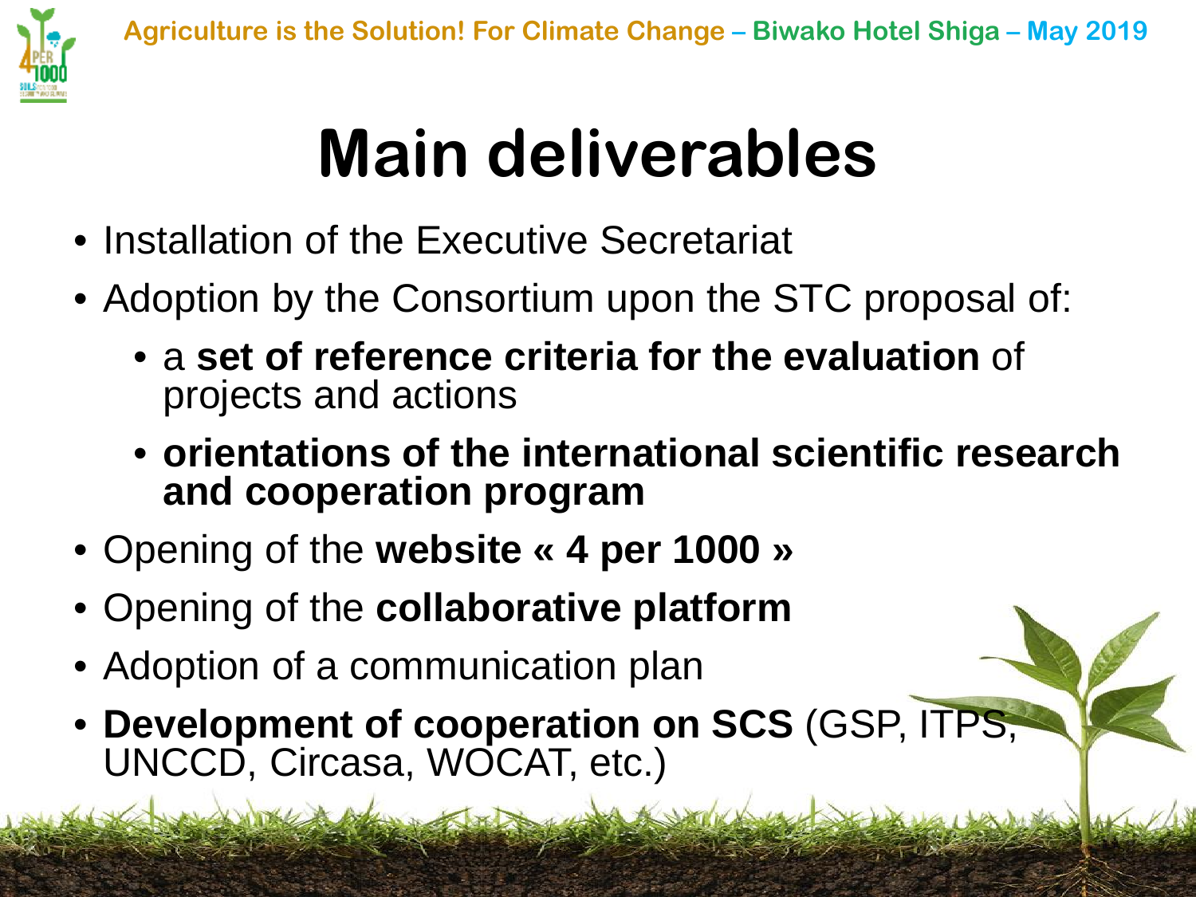# Main deliverables

- Installation of the Executive Secretariat
- Adoption by the Consortium upon the STC proposal of:
  - a **set of reference criteria for the evaluation** of projects and actions
  - **orientations of the international scientific research and cooperation program**
- Opening of the **website « 4 per 1000 »**
- Opening of the **collaborative platform**
- Adoption of a communication plan
- **Development of cooperation on SCS** (GSP, ITPS, UNCCD, Circasa, WOCAT, etc.)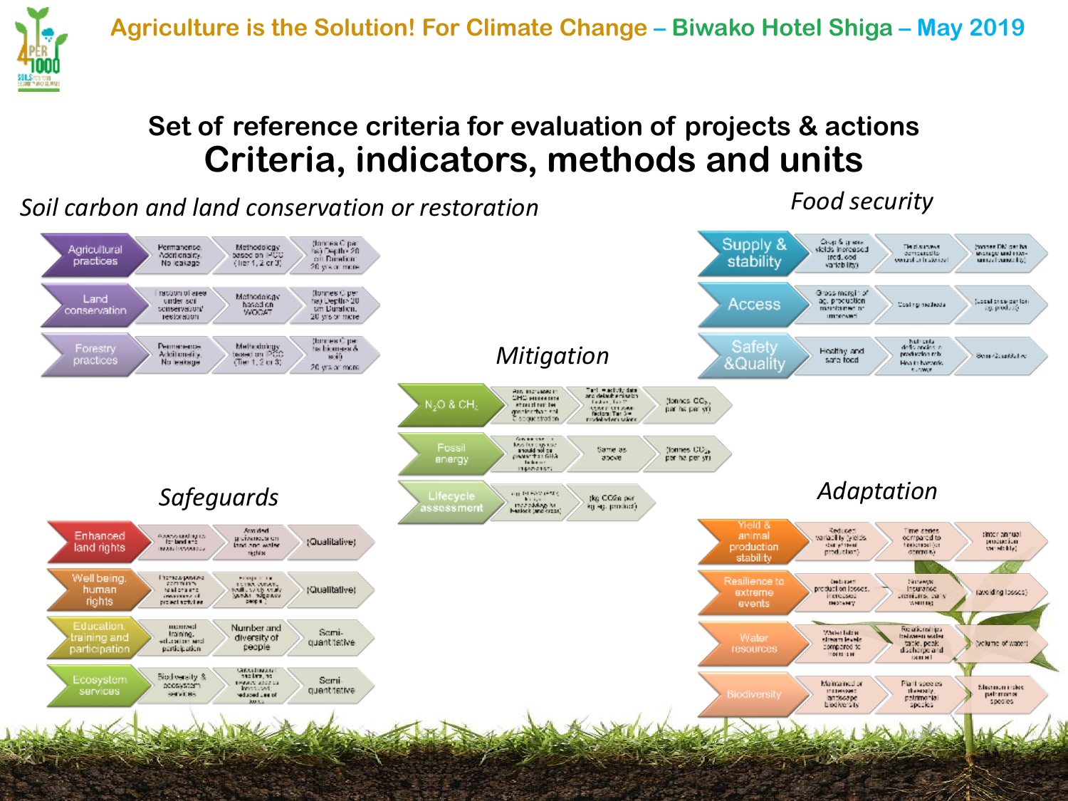Agriculture is the Solution! For Climate Change – Biwako Hotel Shiga – May 2019

# Set of reference criteria for evaluation of projects & actions

## Criteria, indicators, methods and units

### Soil carbon and land conservation or restoration

| Criteria | Indicator | Method | Unit |
|---|---|---|---|
| Agricultural practices | Permanence, Additionality, No leakage | Methodology based on IPCC (Tier 1, 2 or 3) | (tonnes C per ha) Depth> 20 cm Duration 20 yrs or more |
| Land conservation | Fraction of area under soil conservation/ restoration | Methodology based on WOCAT | (tonnes C per ha) Depth> 20 cm Duration 20 yrs or more |
| Forestry practices | Permanence, Additionality, No leakage | Methodology based on IPCC (Tier 1, 2 or 3) | (tonnes C per ha biomass & soil) 20 yrs or more |

### Food security

| Criteria | Indicator | Method | Unit |
|---|---|---|---|
| Supply & stability | Crop & grass yields increased (red. yield variability) | | (tonnes DM per ha average and inter-annual variability) |
| Access | Gross margin of ag. production maintained or improved | Costing methods | (Local currency per ton ag. product) |
| Safety & Quality | Healthy and safe food | | Semi-Quantitative |

### Mitigation

| Criteria | Indicator | Method | Unit |
|---|---|---|---|
| $N_2O$ & $CH_4$ | Any increase in GHG emissions should not be greater than soil C sequestration | Tier 1: activity data and default emission factors; Tier 2: country/ecosystem factors; Tier 3: models/measurements | (tonnes $CO_2$ per ha per yr) |
| Fossil energy | Any increase in fossil energy use should not be greater than GHG balance improvement | Same as above | (tonnes $CO_2$ per ha per yr) |
| Lifecycle assessment | | | (kg $CO_2$e per kg ag. product) |

### Safeguards

| Criteria | Indicator | Method | Unit |
|---|---|---|---|
| Enhanced land rights | | Avoided grabbing of land and water rights | (Qualitative) |
| Well being, human rights | | | (Qualitative) |
| Education, training and participation | Increased training, education and participation | Number and diversity of people | Semi-quantitative |
| Ecosystem services | Biodiversity & ecosystem services | | Semi-quantitative |

### Adaptation

| Criteria | Indicator | Method | Unit |
|---|---|---|---|
| Yield & animal production stability | Reduced variability (yields, stability of their production) | Time series compared to historical (or controls) | (inter annual production variability) |
| Resilience to extreme events | Reduced production losses, increased recovery | Surveys, insurance premiums, early warning | (avoiding losses) |
| Water resources | Water table, stream levels compared to controls | Relationships between water table, peak discharge and control | (volume of water) |
| Biodiversity | Maintained or increased landscape biodiversity | Plant species diversity, patrimonial species | |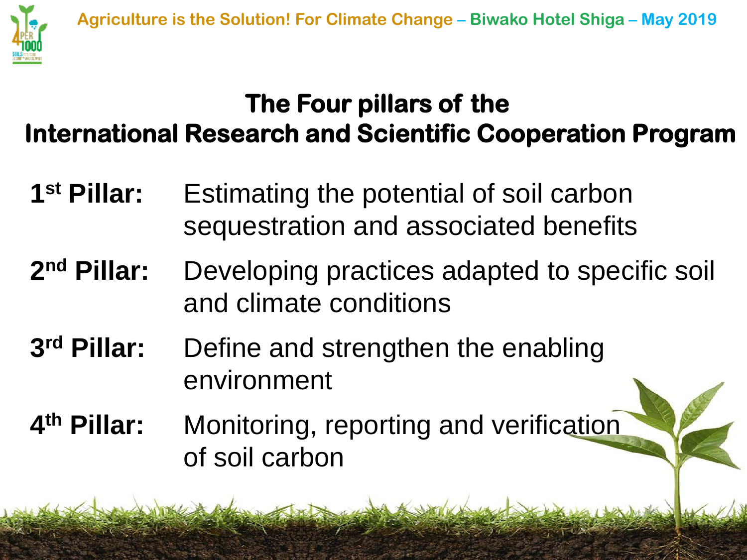## The Four pillars of the International Research and Scientific Cooperation Program

**1st Pillar:** Estimating the potential of soil carbon sequestration and associated benefits

**2nd Pillar:** Developing practices adapted to specific soil and climate conditions

**3rd Pillar:** Define and strengthen the enabling environment

**4th Pillar:** Monitoring, reporting and verification of soil carbon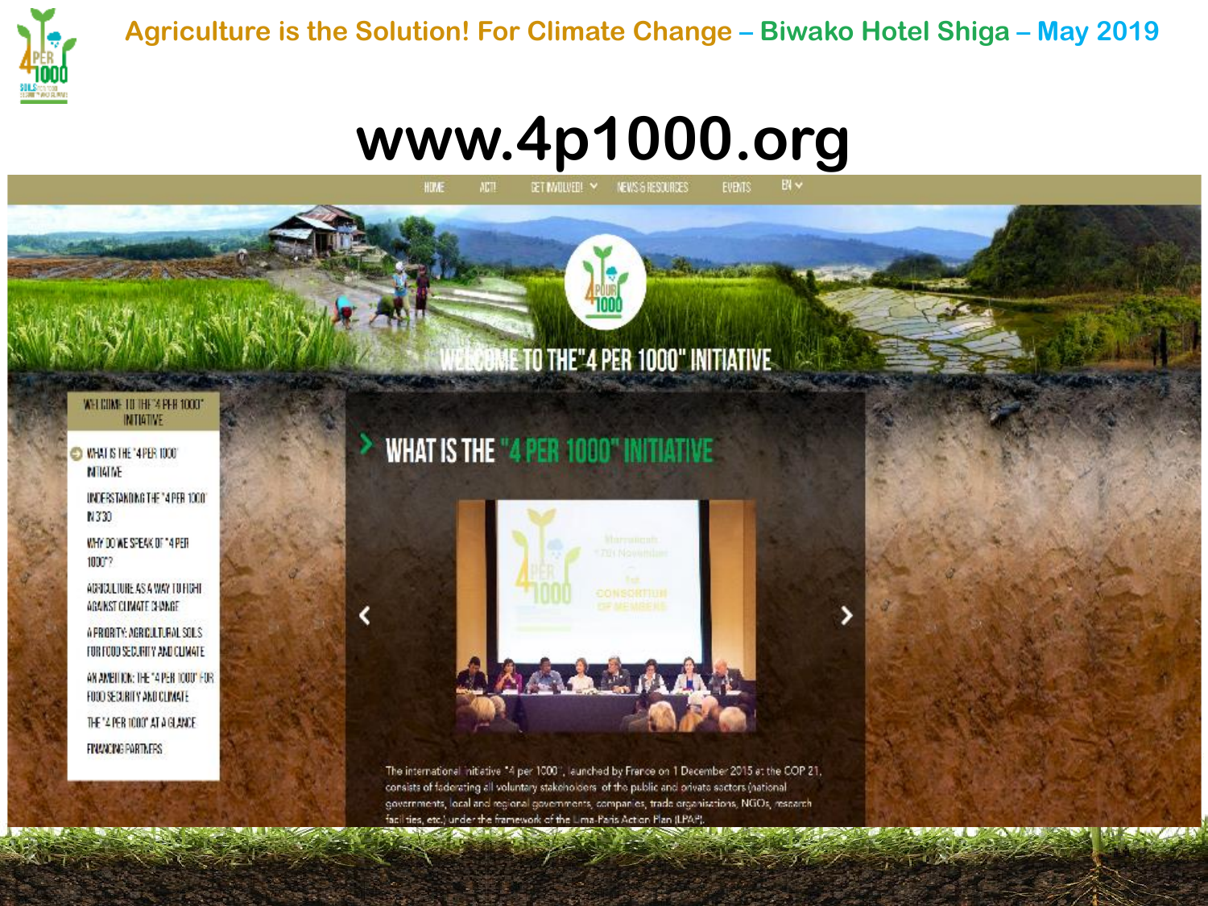Agriculture is the Solution! For Climate Change – Biwako Hotel Shiga – May 2019

# www.4p1000.org

HOME ACT! GET INVOLVED! NEWS & RESOURCES EVENTS EN

WELCOME TO THE "4 PER 1000" INITIATIVE

**WELCOME TO THE "4 PER 1000" INITIATIVE**

- WHAT IS THE "4 PER 1000" INITIATIVE
- UNDERSTANDING THE "4 PER 1000" IN 3'30
- WHY DO WE SPEAK OF "4 PER 1000"?
- AGRICULTURE AS A WAY TO FIGHT AGAINST CLIMATE CHANGE
- A PRIORITY: AGRICULTURAL SOILS FOR FOOD SECURITY AND CLIMATE
- AN AMBITION: THE "4 PER 1000" FOR FOOD SECURITY AND CLIMATE
- THE "4 PER 1000" AT A GLANCE
- FINANCING PARTNERS

## WHAT IS THE "4 PER 1000" INITIATIVE

The international initiative "4 per 1000", launched by France on 1 December 2015 at the COP 21, consists of federating all voluntary stakeholders of the public and private sectors (national governments, local and regional governments, companies, trade organisations, NGOs, research facilities, etc.) under the framework of the Lima-Paris Action Plan (LPAP).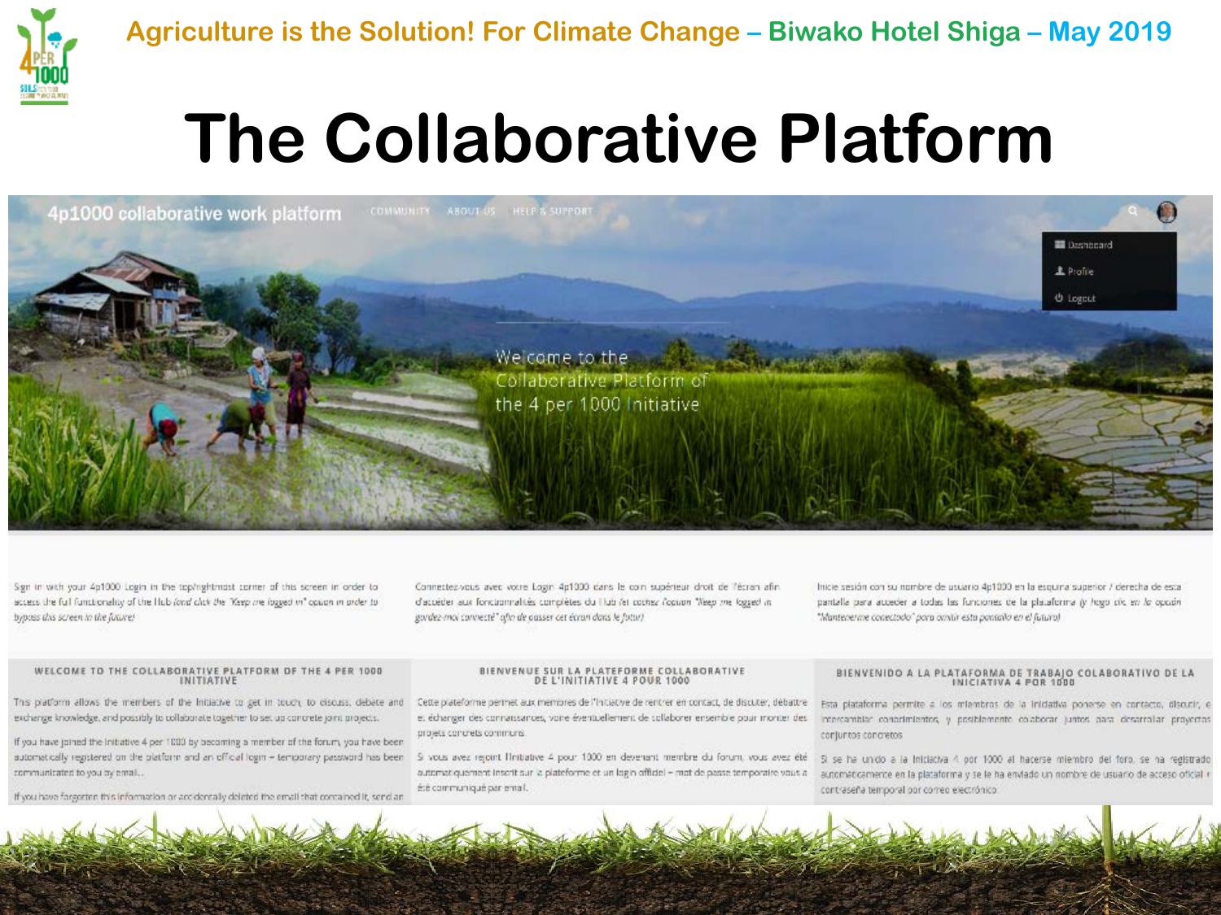Agriculture is the Solution! For Climate Change – Biwako Hotel Shiga – May 2019

# The Collaborative Platform

4p1000 collaborative work platform

COMMUNITY ABOUT US HELP & SUPPORT

Dashboard
Profile
Logout

Welcome to the Collaborative Platform of the 4 per 1000 Initiative

Sign in with your 4p1000 Login in the top/rightmost corner of this screen in order to access the full functionality of the Hub *(and click the "Keep me logged in" option in order to bypass this screen in the future)*

Connectez-vous avec votre Login 4p1000 dans le coin supérieur droit de l'écran afin d'accéder aux fonctionnalités complètes du Hub *(et cochez l'option "Keep me logged in" gardez-moi connecté" afin de passer cet écran dans le futur)*

Inicie sesión con su nombre de usuario 4p1000 en la esquina superior / derecha de esta pantalla para acceder a todas las funciones de la plataforma *(y haga clic en la opción "Mantenerme conectado" para omitir esta pantalla en el futuro)*

WELCOME TO THE COLLABORATIVE PLATFORM OF THE 4 PER 1000 INITIATIVE

This platform allows the members of the Initiative to get in touch, to discuss, debate and exchange knowledge, and possibly to collaborate together to set up concrete joint projects.

If you have joined the Initiative 4 per 1000 by becoming a member of the forum, you have been automatically registered on the platform and an official login + temporary password has been communicated to you by email.

If you have forgotten this information or accidentally deleted the email that contained it, send an

BIENVENUE SUR LA PLATEFORME COLLABORATIVE DE L'INITIATIVE 4 POUR 1000

Cette plateforme permet aux membres de l'Initiative de rentrer en contact, de discuter, débattre et échanger des connaissances, voire éventuellement de collaborer ensemble pour monter des projets concrets communs.

Si vous avez rejoint l'Initiative 4 pour 1000 en devenant membre du forum, vous avez été automatiquement inscrit sur la plateforme et un login officiel – mot de passe temporaire vous a été communiqué par email.

BIENVENIDO A LA PLATAFORMA DE TRABAJO COLABORATIVO DE LA INICIATIVA 4 POR 1000

Esta plataforma permite a los miembros de la Iniciativa ponerse en contacto, discutir, e intercambiar conocimientos, y posiblemente colaborar juntos para desarrollar proyectos conjuntos concretos.

Si se ha unido a la Iniciativa 4 por 1000 al hacerse miembro del foro, se ha registrado automáticamente en la plataforma y se le ha enviado un nombre de usuario de acceso oficial + contraseña temporal por correo electrónico.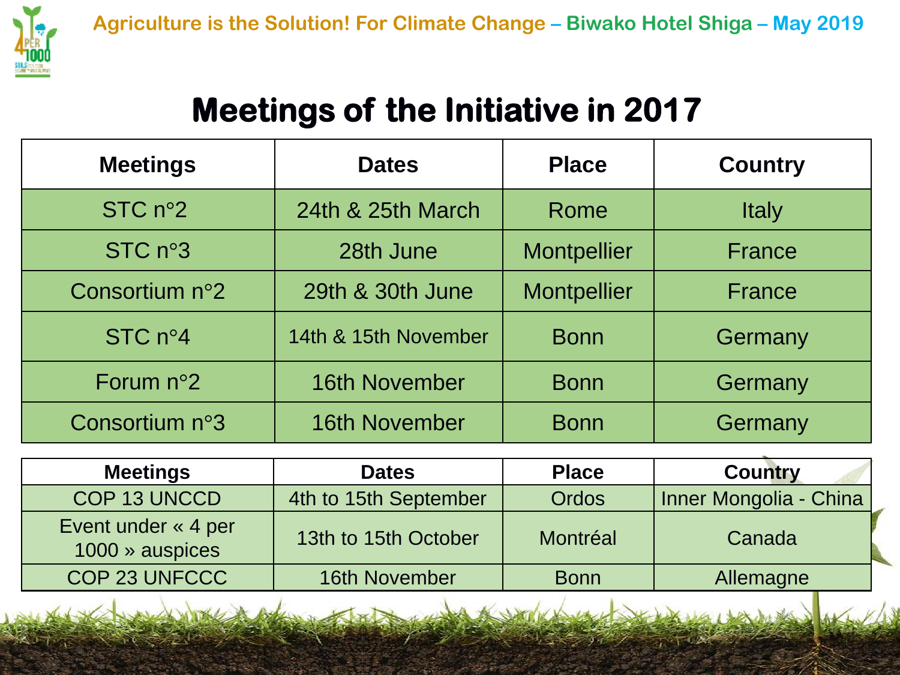# Meetings of the Initiative in 2017

| Meetings | Dates | Place | Country |
|---|---|---|---|
| STC n°2 | 24th & 25th March | Rome | Italy |
| STC n°3 | 28th June | Montpellier | France |
| Consortium n°2 | 29th & 30th June | Montpellier | France |
| STC n°4 | 14th & 15th November | Bonn | Germany |
| Forum n°2 | 16th November | Bonn | Germany |
| Consortium n°3 | 16th November | Bonn | Germany |

| Meetings | Dates | Place | Country |
|---|---|---|---|
| COP 13 UNCCD | 4th to 15th September | Ordos | Inner Mongolia - China |
| Event under « 4 per 1000 » auspices | 13th to 15th October | Montréal | Canada |
| COP 23 UNFCCC | 16th November | Bonn | Allemagne |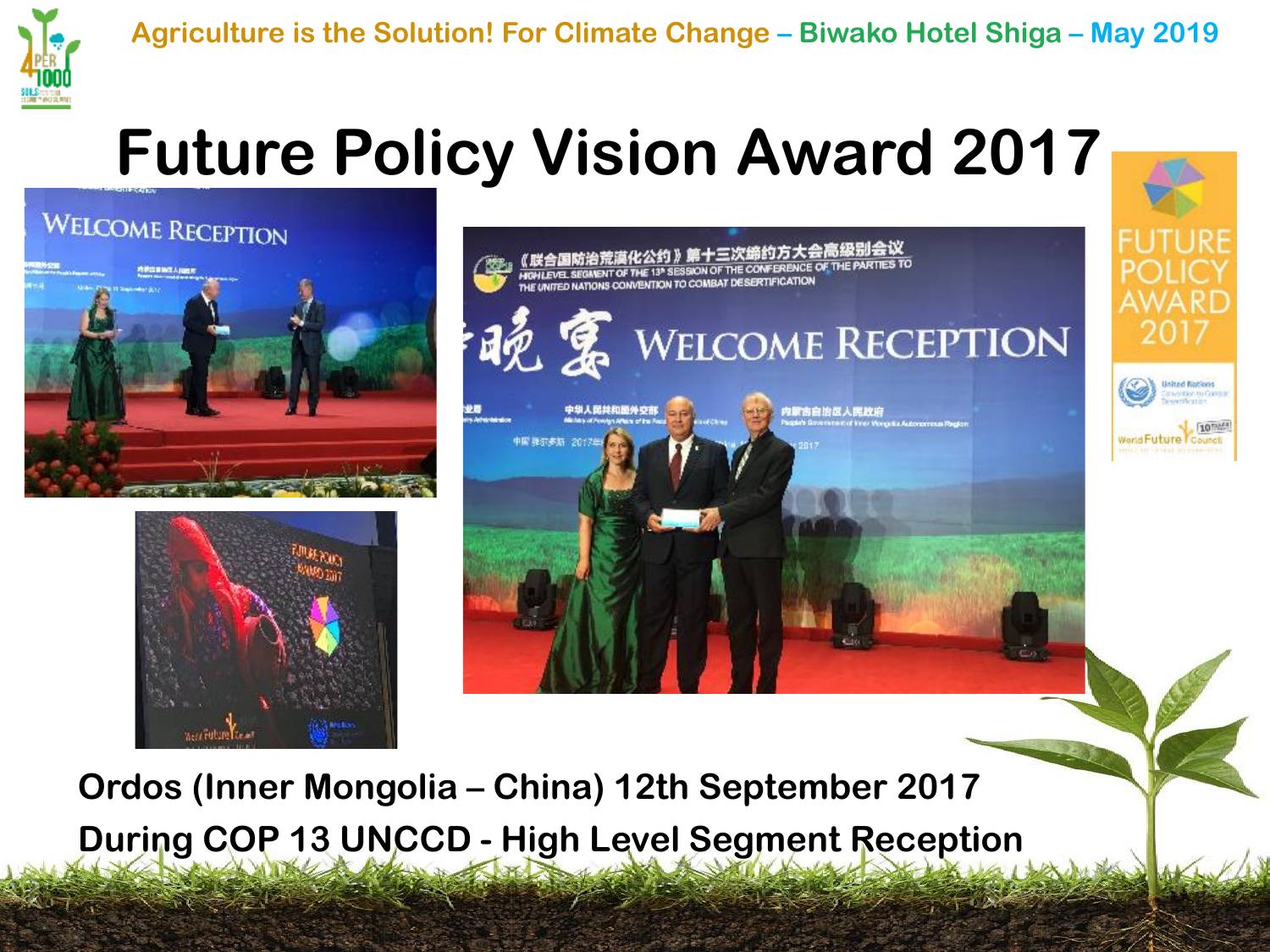# Future Policy Vision Award 2017

Ordos (Inner Mongolia – China) 12th September 2017

During COP 13 UNCCD - High Level Segment Reception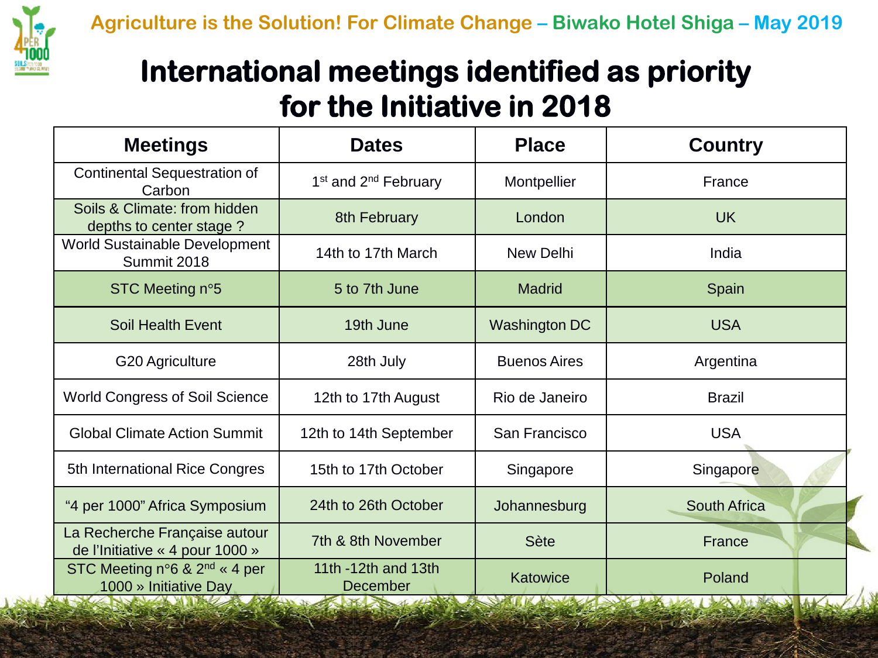Agriculture is the Solution! For Climate Change – Biwako Hotel Shiga – May 2019

# International meetings identified as priority for the Initiative in 2018

| Meetings | Dates | Place | Country |
|---|---|---|---|
| Continental Sequestration of Carbon | 1st and 2nd February | Montpellier | France |
| Soils & Climate: from hidden depths to center stage ? | 8th February | London | UK |
| World Sustainable Development Summit 2018 | 14th to 17th March | New Delhi | India |
| STC Meeting n°5 | 5 to 7th June | Madrid | Spain |
| Soil Health Event | 19th June | Washington DC | USA |
| G20 Agriculture | 28th July | Buenos Aires | Argentina |
| World Congress of Soil Science | 12th to 17th August | Rio de Janeiro | Brazil |
| Global Climate Action Summit | 12th to 14th September | San Francisco | USA |
| 5th International Rice Congres | 15th to 17th October | Singapore | Singapore |
| “4 per 1000” Africa Symposium | 24th to 26th October | Johannesburg | South Africa |
| La Recherche Française autour de l’Initiative « 4 pour 1000 » | 7th & 8th November | Sète | France |
| STC Meeting n°6 & 2nd « 4 per 1000 » Initiative Day | 11th -12th and 13th December | Katowice | Poland |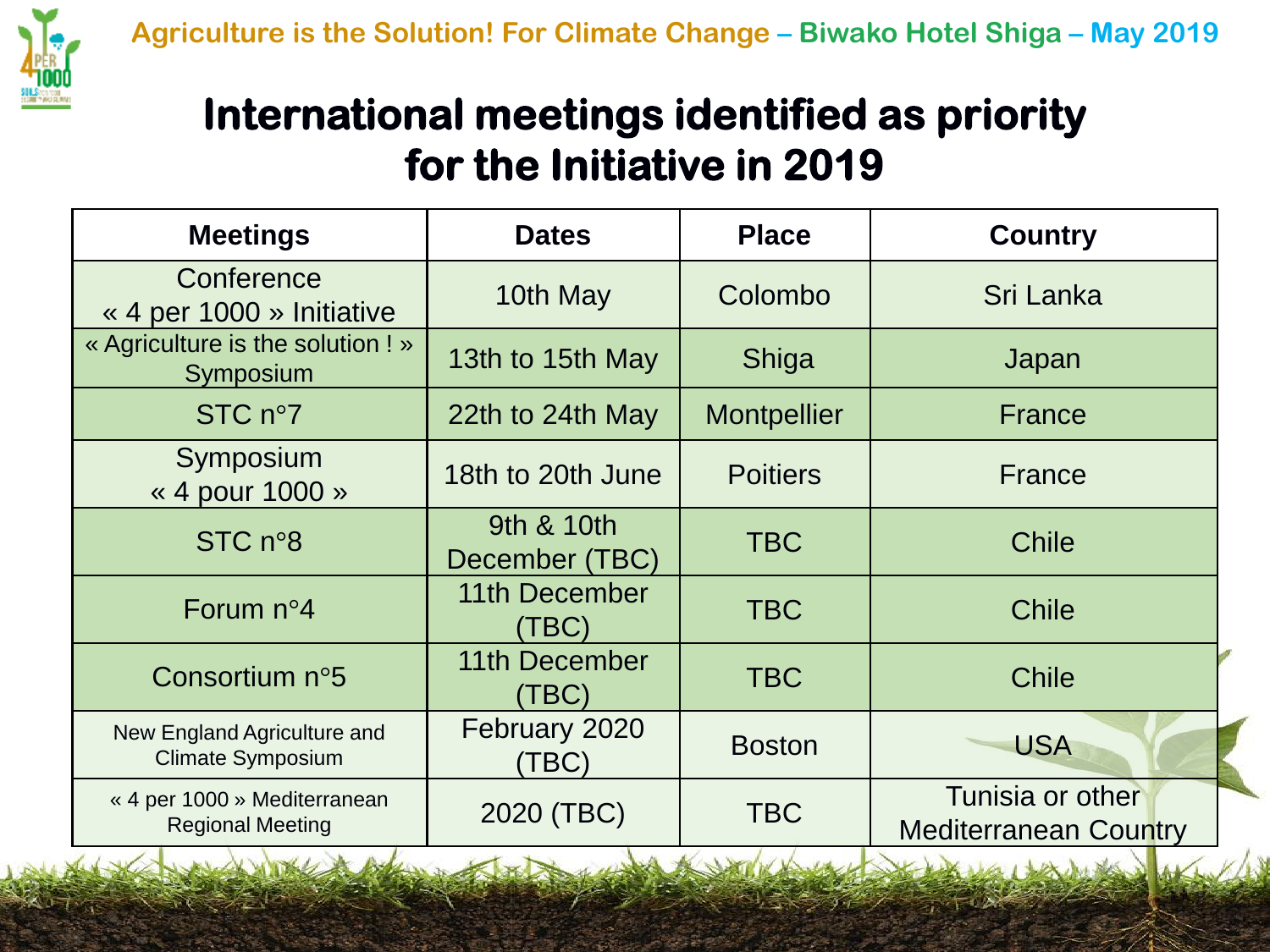# International meetings identified as priority for the Initiative in 2019

| Meetings | Dates | Place | Country |
|---|---|---|---|
| Conference « 4 per 1000 » Initiative | 10th May | Colombo | Sri Lanka |
| « Agriculture is the solution ! » Symposium | 13th to 15th May | Shiga | Japan |
| STC n°7 | 22th to 24th May | Montpellier | France |
| Symposium « 4 pour 1000 » | 18th to 20th June | Poitiers | France |
| STC n°8 | 9th & 10th December (TBC) | TBC | Chile |
| Forum n°4 | 11th December (TBC) | TBC | Chile |
| Consortium n°5 | 11th December (TBC) | TBC | Chile |
| New England Agriculture and Climate Symposium | February 2020 (TBC) | Boston | USA |
| « 4 per 1000 » Mediterranean Regional Meeting | 2020 (TBC) | TBC | Tunisia or other Mediterranean Country |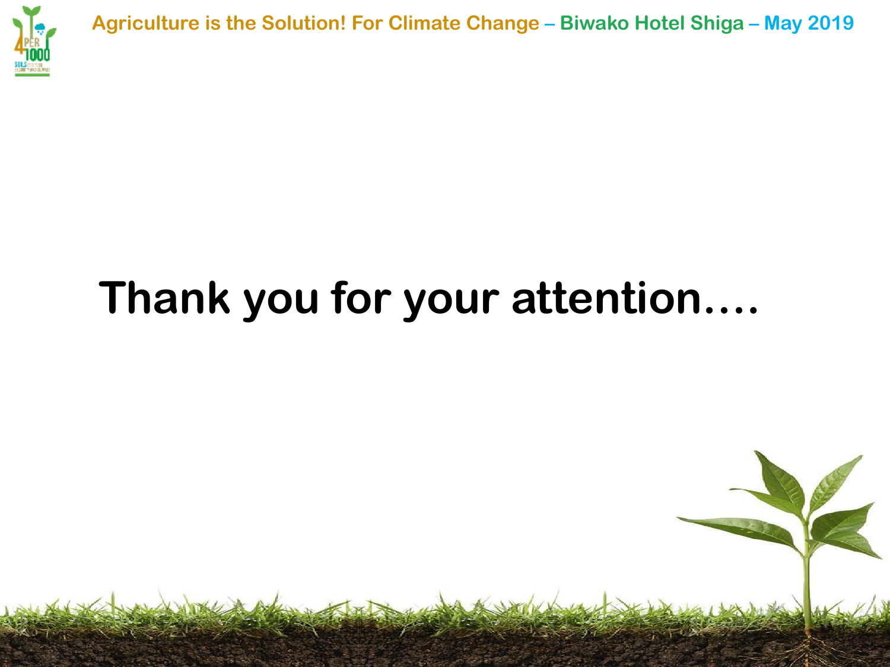# Thank you for your attention….